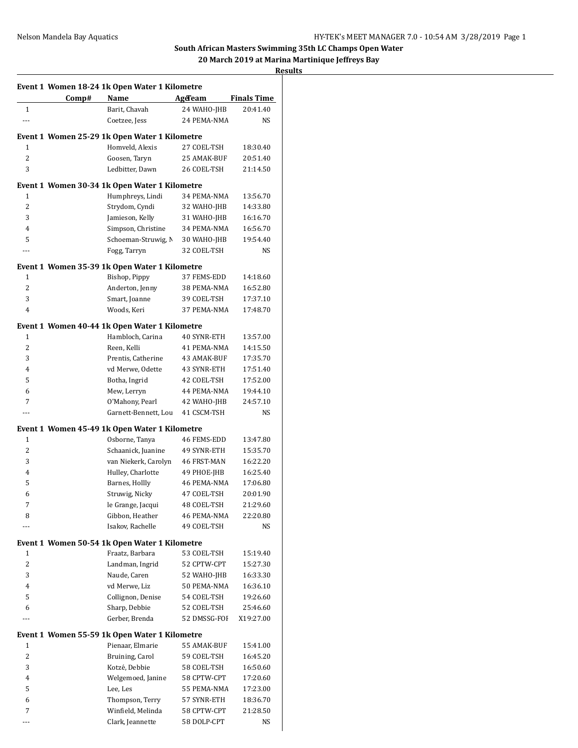**South African Masters Swimming 35th LC Champs Open Water**

**20 March 2019 at Marina Martinique Jeffreys Bay**

**Results**

**Event 1 Women 18-24 1k Open Water 1 Kilometre**

| | Comp# | Name | Age | Team | Finals Time |
|---|---|---|---|---|---|
| 1 | | Barit, Chavah | 24 | WAHO-JHB | 20:41.40 |
| --- | | Coetzee, Jess | 24 | PEMA-NMA | NS |

**Event 1 Women 25-29 1k Open Water 1 Kilometre**

| | Comp# | Name | Age | Team | Finals Time |
|---|---|---|---|---|---|
| 1 | | Homveld, Alexis | 27 | COEL-TSH | 18:30.40 |
| 2 | | Goosen, Taryn | 25 | AMAK-BUF | 20:51.40 |
| 3 | | Ledbitter, Dawn | 26 | COEL-TSH | 21:14.50 |

**Event 1 Women 30-34 1k Open Water 1 Kilometre**

| | Comp# | Name | Age | Team | Finals Time |
|---|---|---|---|---|---|
| 1 | | Humphreys, Lindi | 34 | PEMA-NMA | 13:56.70 |
| 2 | | Strydom, Cyndi | 32 | WAHO-JHB | 14:33.80 |
| 3 | | Jamieson, Kelly | 31 | WAHO-JHB | 16:16.70 |
| 4 | | Simpson, Christine | 34 | PEMA-NMA | 16:56.70 |
| 5 | | Schoeman-Struwig, N | 30 | WAHO-JHB | 19:54.40 |
| --- | | Fogg, Tarryn | 32 | COEL-TSH | NS |

**Event 1 Women 35-39 1k Open Water 1 Kilometre**

| | Comp# | Name | Age | Team | Finals Time |
|---|---|---|---|---|---|
| 1 | | Bishop, Pippy | 37 | FEMS-EDD | 14:18.60 |
| 2 | | Anderton, Jenny | 38 | PEMA-NMA | 16:52.80 |
| 3 | | Smart, Joanne | 39 | COEL-TSH | 17:37.10 |
| 4 | | Woods, Keri | 37 | PEMA-NMA | 17:48.70 |

**Event 1 Women 40-44 1k Open Water 1 Kilometre**

| | Comp# | Name | Age | Team | Finals Time |
|---|---|---|---|---|---|
| 1 | | Hambloch, Carina | 40 | SYNR-ETH | 13:57.00 |
| 2 | | Reen, Kelli | 41 | PEMA-NMA | 14:15.50 |
| 3 | | Prentis, Catherine | 43 | AMAK-BUF | 17:35.70 |
| 4 | | vd Merwe, Odette | 43 | SYNR-ETH | 17:51.40 |
| 5 | | Botha, Ingrid | 42 | COEL-TSH | 17:52.00 |
| 6 | | Mew, Lerryn | 44 | PEMA-NMA | 19:44.10 |
| 7 | | O'Mahony, Pearl | 42 | WAHO-JHB | 24:57.10 |
| --- | | Garnett-Bennett, Lou | 41 | CSCM-TSH | NS |

**Event 1 Women 45-49 1k Open Water 1 Kilometre**

| | Comp# | Name | Age | Team | Finals Time |
|---|---|---|---|---|---|
| 1 | | Osborne, Tanya | 46 | FEMS-EDD | 13:47.80 |
| 2 | | Schaanick, Juanine | 49 | SYNR-ETH | 15:35.70 |
| 3 | | van Niekerk, Carolyn | 46 | FRST-MAN | 16:22.20 |
| 4 | | Hulley, Charlotte | 49 | PHOE-JHB | 16:25.40 |
| 5 | | Barnes, Hollly | 46 | PEMA-NMA | 17:06.80 |
| 6 | | Struwig, Nicky | 47 | COEL-TSH | 20:01.90 |
| 7 | | le Grange, Jacqui | 48 | COEL-TSH | 21:29.60 |
| 8 | | Gibbon, Heather | 46 | PEMA-NMA | 22:20.80 |
| --- | | Isakov, Rachelle | 49 | COEL-TSH | NS |

**Event 1 Women 50-54 1k Open Water 1 Kilometre**

| | Comp# | Name | Age | Team | Finals Time |
|---|---|---|---|---|---|
| 1 | | Fraatz, Barbara | 53 | COEL-TSH | 15:19.40 |
| 2 | | Landman, Ingrid | 52 | CPTW-CPT | 15:27.30 |
| 3 | | Naude, Caren | 52 | WAHO-JHB | 16:33.30 |
| 4 | | vd Merwe, Liz | 50 | PEMA-NMA | 16:36.10 |
| 5 | | Collignon, Denise | 54 | COEL-TSH | 19:26.60 |
| 6 | | Sharp, Debbie | 52 | COEL-TSH | 25:46.60 |
| --- | | Gerber, Brenda | 52 | DMSSG-FOI | X19:27.00 |

**Event 1 Women 55-59 1k Open Water 1 Kilometre**

| | Comp# | Name | Age | Team | Finals Time |
|---|---|---|---|---|---|
| 1 | | Pienaar, Elmarie | 55 | AMAK-BUF | 15:41.00 |
| 2 | | Bruining, Carol | 59 | COEL-TSH | 16:45.20 |
| 3 | | Kotzé, Debbie | 58 | COEL-TSH | 16:50.60 |
| 4 | | Welgemoed, Janine | 58 | CPTW-CPT | 17:20.60 |
| 5 | | Lee, Les | 55 | PEMA-NMA | 17:23.00 |
| 6 | | Thompson, Terry | 57 | SYNR-ETH | 18:36.70 |
| 7 | | Winfield, Melinda | 58 | CPTW-CPT | 21:28.50 |
| --- | | Clark, Jeannette | 58 | DOLP-CPT | NS |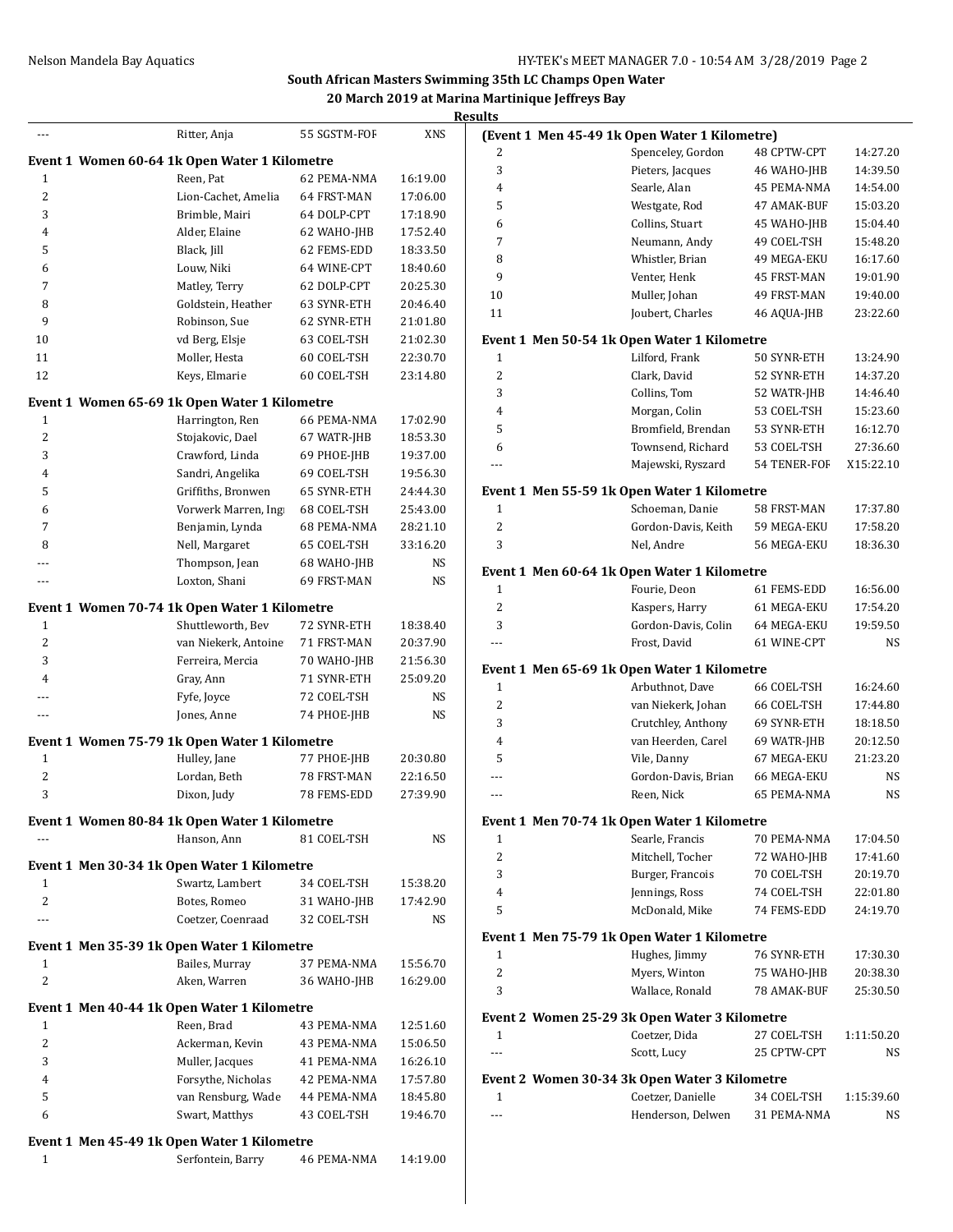# South African Masters Swimming 35th LC Champs Open Water

## 20 March 2019 at Marina Martinique Jeffreys Bay

### Results

| Place | Name | Age Team | Time |
|---|---|---|---|
| --- | Ritter, Anja | 55 SGSTM-FOF | XNS |

**Event 1 Women 60-64 1k Open Water 1 Kilometre**

| Place | Name | Age Team | Time |
|---|---|---|---|
| 1 | Reen, Pat | 62 PEMA-NMA | 16:19.00 |
| 2 | Lion-Cachet, Amelia | 64 FRST-MAN | 17:06.00 |
| 3 | Brimble, Mairi | 64 DOLP-CPT | 17:18.90 |
| 4 | Alder, Elaine | 62 WAHO-JHB | 17:52.40 |
| 5 | Black, Jill | 62 FEMS-EDD | 18:33.50 |
| 6 | Louw, Niki | 64 WINE-CPT | 18:40.60 |
| 7 | Matley, Terry | 62 DOLP-CPT | 20:25.30 |
| 8 | Goldstein, Heather | 63 SYNR-ETH | 20:46.40 |
| 9 | Robinson, Sue | 62 SYNR-ETH | 21:01.80 |
| 10 | vd Berg, Elsje | 63 COEL-TSH | 21:02.30 |
| 11 | Moller, Hesta | 60 COEL-TSH | 22:30.70 |
| 12 | Keys, Elmarie | 60 COEL-TSH | 23:14.80 |

**Event 1 Women 65-69 1k Open Water 1 Kilometre**

| Place | Name | Age Team | Time |
|---|---|---|---|
| 1 | Harrington, Ren | 66 PEMA-NMA | 17:02.90 |
| 2 | Stojakovic, Dael | 67 WATR-JHB | 18:53.30 |
| 3 | Crawford, Linda | 69 PHOE-JHB | 19:37.00 |
| 4 | Sandri, Angelika | 69 COEL-TSH | 19:56.30 |
| 5 | Griffiths, Bronwen | 65 SYNR-ETH | 24:44.30 |
| 6 | Vorwerk Marren, Ingi | 68 COEL-TSH | 25:43.00 |
| 7 | Benjamin, Lynda | 68 PEMA-NMA | 28:21.10 |
| 8 | Nell, Margaret | 65 COEL-TSH | 33:16.20 |
| --- | Thompson, Jean | 68 WAHO-JHB | NS |
| --- | Loxton, Shani | 69 FRST-MAN | NS |

**Event 1 Women 70-74 1k Open Water 1 Kilometre**

| Place | Name | Age Team | Time |
|---|---|---|---|
| 1 | Shuttleworth, Bev | 72 SYNR-ETH | 18:38.40 |
| 2 | van Niekerk, Antoine | 71 FRST-MAN | 20:37.90 |
| 3 | Ferreira, Mercia | 70 WAHO-JHB | 21:56.30 |
| 4 | Gray, Ann | 71 SYNR-ETH | 25:09.20 |
| --- | Fyfe, Joyce | 72 COEL-TSH | NS |
| --- | Jones, Anne | 74 PHOE-JHB | NS |

**Event 1 Women 75-79 1k Open Water 1 Kilometre**

| Place | Name | Age Team | Time |
|---|---|---|---|
| 1 | Hulley, Jane | 77 PHOE-JHB | 20:30.80 |
| 2 | Lordan, Beth | 78 FRST-MAN | 22:16.50 |
| 3 | Dixon, Judy | 78 FEMS-EDD | 27:39.90 |

**Event 1 Women 80-84 1k Open Water 1 Kilometre**

| Place | Name | Age Team | Time |
|---|---|---|---|
| --- | Hanson, Ann | 81 COEL-TSH | NS |

**Event 1 Men 30-34 1k Open Water 1 Kilometre**

| Place | Name | Age Team | Time |
|---|---|---|---|
| 1 | Swartz, Lambert | 34 COEL-TSH | 15:38.20 |
| 2 | Botes, Romeo | 31 WAHO-JHB | 17:42.90 |
| --- | Coetzer, Coenraad | 32 COEL-TSH | NS |

**Event 1 Men 35-39 1k Open Water 1 Kilometre**

| Place | Name | Age Team | Time |
|---|---|---|---|
| 1 | Bailes, Murray | 37 PEMA-NMA | 15:56.70 |
| 2 | Aken, Warren | 36 WAHO-JHB | 16:29.00 |

**Event 1 Men 40-44 1k Open Water 1 Kilometre**

| Place | Name | Age Team | Time |
|---|---|---|---|
| 1 | Reen, Brad | 43 PEMA-NMA | 12:51.60 |
| 2 | Ackerman, Kevin | 43 PEMA-NMA | 15:06.50 |
| 3 | Muller, Jacques | 41 PEMA-NMA | 16:26.10 |
| 4 | Forsythe, Nicholas | 42 PEMA-NMA | 17:57.80 |
| 5 | van Rensburg, Wade | 44 PEMA-NMA | 18:45.80 |
| 6 | Swart, Matthys | 43 COEL-TSH | 19:46.70 |

**Event 1 Men 45-49 1k Open Water 1 Kilometre**

| Place | Name | Age Team | Time |
|---|---|---|---|
| 1 | Serfontein, Barry | 46 PEMA-NMA | 14:19.00 |
| 2 | Spenceley, Gordon | 48 CPTW-CPT | 14:27.20 |
| 3 | Pieters, Jacques | 46 WAHO-JHB | 14:39.50 |
| 4 | Searle, Alan | 45 PEMA-NMA | 14:54.00 |
| 5 | Westgate, Rod | 47 AMAK-BUF | 15:03.20 |
| 6 | Collins, Stuart | 45 WAHO-JHB | 15:04.40 |
| 7 | Neumann, Andy | 49 COEL-TSH | 15:48.20 |
| 8 | Whistler, Brian | 49 MEGA-EKU | 16:17.60 |
| 9 | Venter, Henk | 45 FRST-MAN | 19:01.90 |
| 10 | Muller, Johan | 49 FRST-MAN | 19:40.00 |
| 11 | Joubert, Charles | 46 AQUA-JHB | 23:22.60 |

**Event 1 Men 50-54 1k Open Water 1 Kilometre**

| Place | Name | Age Team | Time |
|---|---|---|---|
| 1 | Lilford, Frank | 50 SYNR-ETH | 13:24.90 |
| 2 | Clark, David | 52 SYNR-ETH | 14:37.20 |
| 3 | Collins, Tom | 52 WATR-JHB | 14:46.40 |
| 4 | Morgan, Colin | 53 COEL-TSH | 15:23.60 |
| 5 | Bromfield, Brendan | 53 SYNR-ETH | 16:12.70 |
| 6 | Townsend, Richard | 53 COEL-TSH | 27:36.60 |
| --- | Majewski, Ryszard | 54 TENER-FOF | X15:22.10 |

**Event 1 Men 55-59 1k Open Water 1 Kilometre**

| Place | Name | Age Team | Time |
|---|---|---|---|
| 1 | Schoeman, Danie | 58 FRST-MAN | 17:37.80 |
| 2 | Gordon-Davis, Keith | 59 MEGA-EKU | 17:58.20 |
| 3 | Nel, Andre | 56 MEGA-EKU | 18:36.30 |

**Event 1 Men 60-64 1k Open Water 1 Kilometre**

| Place | Name | Age Team | Time |
|---|---|---|---|
| 1 | Fourie, Deon | 61 FEMS-EDD | 16:56.00 |
| 2 | Kaspers, Harry | 61 MEGA-EKU | 17:54.20 |
| 3 | Gordon-Davis, Colin | 64 MEGA-EKU | 19:59.50 |
| --- | Frost, David | 61 WINE-CPT | NS |

**Event 1 Men 65-69 1k Open Water 1 Kilometre**

| Place | Name | Age Team | Time |
|---|---|---|---|
| 1 | Arbuthnot, Dave | 66 COEL-TSH | 16:24.60 |
| 2 | van Niekerk, Johan | 66 COEL-TSH | 17:44.80 |
| 3 | Crutchley, Anthony | 69 SYNR-ETH | 18:18.50 |
| 4 | van Heerden, Carel | 69 WATR-JHB | 20:12.50 |
| 5 | Vile, Danny | 67 MEGA-EKU | 21:23.20 |
| --- | Gordon-Davis, Brian | 66 MEGA-EKU | NS |
| --- | Reen, Nick | 65 PEMA-NMA | NS |

**Event 1 Men 70-74 1k Open Water 1 Kilometre**

| Place | Name | Age Team | Time |
|---|---|---|---|
| 1 | Searle, Francis | 70 PEMA-NMA | 17:04.50 |
| 2 | Mitchell, Tocher | 72 WAHO-JHB | 17:41.60 |
| 3 | Burger, Francois | 70 COEL-TSH | 20:19.70 |
| 4 | Jennings, Ross | 74 COEL-TSH | 22:01.80 |
| 5 | McDonald, Mike | 74 FEMS-EDD | 24:19.70 |

**Event 1 Men 75-79 1k Open Water 1 Kilometre**

| Place | Name | Age Team | Time |
|---|---|---|---|
| 1 | Hughes, Jimmy | 76 SYNR-ETH | 17:30.30 |
| 2 | Myers, Winton | 75 WAHO-JHB | 20:38.30 |
| 3 | Wallace, Ronald | 78 AMAK-BUF | 25:30.50 |

**Event 2 Women 25-29 3k Open Water 3 Kilometre**

| Place | Name | Age Team | Time |
|---|---|---|---|
| 1 | Coetzer, Dida | 27 COEL-TSH | 1:11:50.20 |
| --- | Scott, Lucy | 25 CPTW-CPT | NS |

**Event 2 Women 30-34 3k Open Water 3 Kilometre**

| Place | Name | Age Team | Time |
|---|---|---|---|
| 1 | Coetzer, Danielle | 34 COEL-TSH | 1:15:39.60 |
| --- | Henderson, Delwen | 31 PEMA-NMA | NS |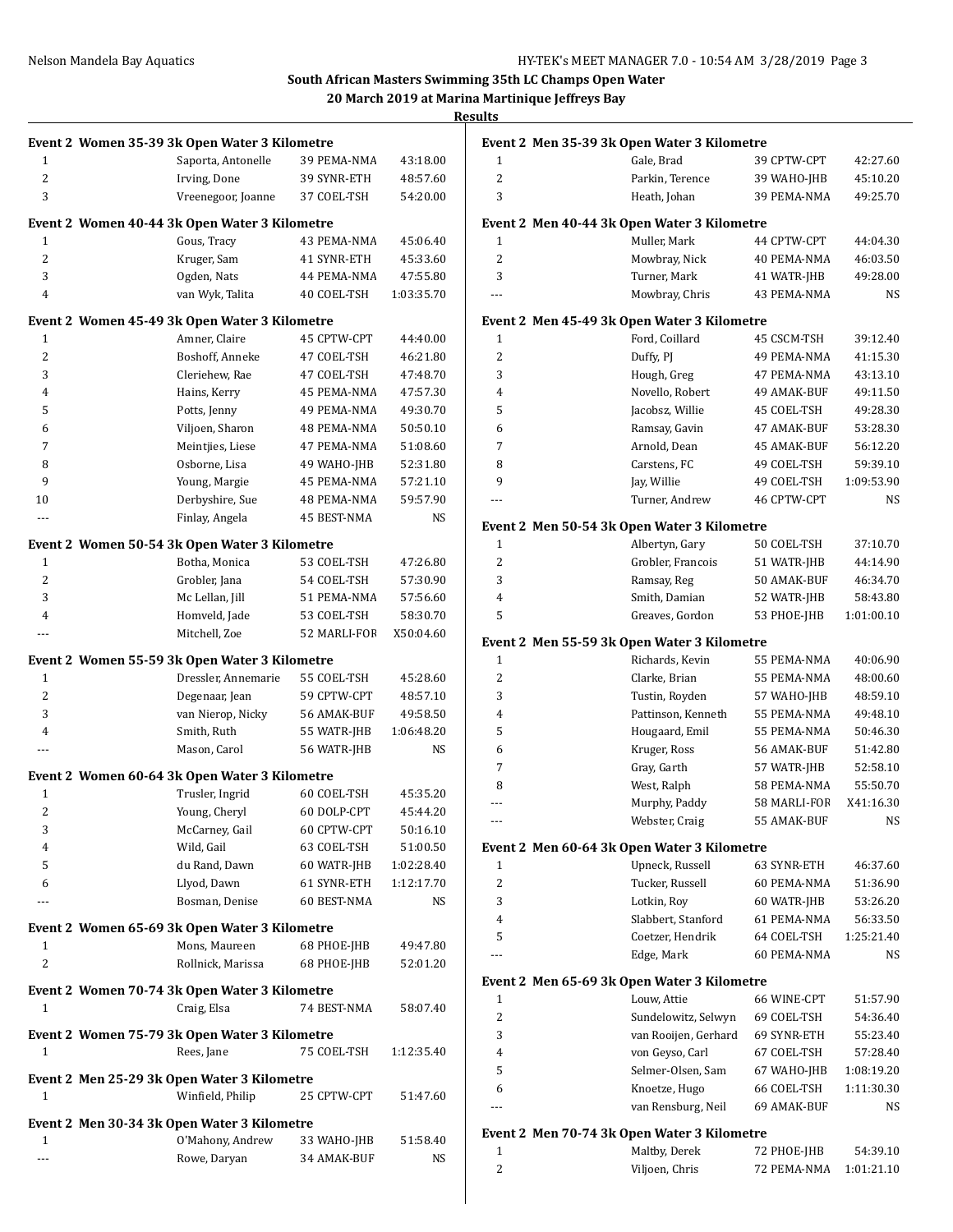**South African Masters Swimming 35th LC Champs Open Water**
**20 March 2019 at Marina Martinique Jeffreys Bay**
**Results**

### Event 2 Women 35-39 3k Open Water 3 Kilometre

| Place | Name | Age Team | Time |
|---|---|---|---|
| 1 | Saporta, Antonelle | 39 PEMA-NMA | 43:18.00 |
| 2 | Irving, Done | 39 SYNR-ETH | 48:57.60 |
| 3 | Vreenegoor, Joanne | 37 COEL-TSH | 54:20.00 |

### Event 2 Women 40-44 3k Open Water 3 Kilometre

| Place | Name | Age Team | Time |
|---|---|---|---|
| 1 | Gous, Tracy | 43 PEMA-NMA | 45:06.40 |
| 2 | Kruger, Sam | 41 SYNR-ETH | 45:33.60 |
| 3 | Ogden, Nats | 44 PEMA-NMA | 47:55.80 |
| 4 | van Wyk, Talita | 40 COEL-TSH | 1:03:35.70 |

### Event 2 Women 45-49 3k Open Water 3 Kilometre

| Place | Name | Age Team | Time |
|---|---|---|---|
| 1 | Amner, Claire | 45 CPTW-CPT | 44:40.00 |
| 2 | Boshoff, Anneke | 47 COEL-TSH | 46:21.80 |
| 3 | Cleriehew, Rae | 47 COEL-TSH | 47:48.70 |
| 4 | Hains, Kerry | 45 PEMA-NMA | 47:57.30 |
| 5 | Potts, Jenny | 49 PEMA-NMA | 49:30.70 |
| 6 | Viljoen, Sharon | 48 PEMA-NMA | 50:50.10 |
| 7 | Meintjies, Liese | 47 PEMA-NMA | 51:08.60 |
| 8 | Osborne, Lisa | 49 WAHO-JHB | 52:31.80 |
| 9 | Young, Margie | 45 PEMA-NMA | 57:21.10 |
| 10 | Derbyshire, Sue | 48 PEMA-NMA | 59:57.90 |
| --- | Finlay, Angela | 45 BEST-NMA | NS |

### Event 2 Women 50-54 3k Open Water 3 Kilometre

| Place | Name | Age Team | Time |
|---|---|---|---|
| 1 | Botha, Monica | 53 COEL-TSH | 47:26.80 |
| 2 | Grobler, Jana | 54 COEL-TSH | 57:30.90 |
| 3 | Mc Lellan, Jill | 51 PEMA-NMA | 57:56.60 |
| 4 | Homveld, Jade | 53 COEL-TSH | 58:30.70 |
| --- | Mitchell, Zoe | 52 MARLI-FOR | X50:04.60 |

### Event 2 Women 55-59 3k Open Water 3 Kilometre

| Place | Name | Age Team | Time |
|---|---|---|---|
| 1 | Dressler, Annemarie | 55 COEL-TSH | 45:28.60 |
| 2 | Degenaar, Jean | 59 CPTW-CPT | 48:57.10 |
| 3 | van Nierop, Nicky | 56 AMAK-BUF | 49:58.50 |
| 4 | Smith, Ruth | 55 WATR-JHB | 1:06:48.20 |
| --- | Mason, Carol | 56 WATR-JHB | NS |

### Event 2 Women 60-64 3k Open Water 3 Kilometre

| Place | Name | Age Team | Time |
|---|---|---|---|
| 1 | Trusler, Ingrid | 60 COEL-TSH | 45:35.20 |
| 2 | Young, Cheryl | 60 DOLP-CPT | 45:44.20 |
| 3 | McCarney, Gail | 60 CPTW-CPT | 50:16.10 |
| 4 | Wild, Gail | 63 COEL-TSH | 51:00.50 |
| 5 | du Rand, Dawn | 60 WATR-JHB | 1:02:28.40 |
| 6 | Llyod, Dawn | 61 SYNR-ETH | 1:12:17.70 |
| --- | Bosman, Denise | 60 BEST-NMA | NS |

### Event 2 Women 65-69 3k Open Water 3 Kilometre

| Place | Name | Age Team | Time |
|---|---|---|---|
| 1 | Mons, Maureen | 68 PHOE-JHB | 49:47.80 |
| 2 | Rollnick, Marissa | 68 PHOE-JHB | 52:01.20 |

### Event 2 Women 70-74 3k Open Water 3 Kilometre

| Place | Name | Age Team | Time |
|---|---|---|---|
| 1 | Craig, Elsa | 74 BEST-NMA | 58:07.40 |

### Event 2 Women 75-79 3k Open Water 3 Kilometre

| Place | Name | Age Team | Time |
|---|---|---|---|
| 1 | Rees, Jane | 75 COEL-TSH | 1:12:35.40 |

### Event 2 Men 25-29 3k Open Water 3 Kilometre

| Place | Name | Age Team | Time |
|---|---|---|---|
| 1 | Winfield, Philip | 25 CPTW-CPT | 51:47.60 |

### Event 2 Men 30-34 3k Open Water 3 Kilometre

| Place | Name | Age Team | Time |
|---|---|---|---|
| 1 | O'Mahony, Andrew | 33 WAHO-JHB | 51:58.40 |
| --- | Rowe, Daryan | 34 AMAK-BUF | NS |

### Event 2 Men 35-39 3k Open Water 3 Kilometre

| Place | Name | Age Team | Time |
|---|---|---|---|
| 1 | Gale, Brad | 39 CPTW-CPT | 42:27.60 |
| 2 | Parkin, Terence | 39 WAHO-JHB | 45:10.20 |
| 3 | Heath, Johan | 39 PEMA-NMA | 49:25.70 |

### Event 2 Men 40-44 3k Open Water 3 Kilometre

| Place | Name | Age Team | Time |
|---|---|---|---|
| 1 | Muller, Mark | 44 CPTW-CPT | 44:04.30 |
| 2 | Mowbray, Nick | 40 PEMA-NMA | 46:03.50 |
| 3 | Turner, Mark | 41 WATR-JHB | 49:28.00 |
| --- | Mowbray, Chris | 43 PEMA-NMA | NS |

### Event 2 Men 45-49 3k Open Water 3 Kilometre

| Place | Name | Age Team | Time |
|---|---|---|---|
| 1 | Ford, Coillard | 45 CSCM-TSH | 39:12.40 |
| 2 | Duffy, PJ | 49 PEMA-NMA | 41:15.30 |
| 3 | Hough, Greg | 47 PEMA-NMA | 43:13.10 |
| 4 | Novello, Robert | 49 AMAK-BUF | 49:11.50 |
| 5 | Jacobsz, Willie | 45 COEL-TSH | 49:28.30 |
| 6 | Ramsay, Gavin | 47 AMAK-BUF | 53:28.30 |
| 7 | Arnold, Dean | 45 AMAK-BUF | 56:12.20 |
| 8 | Carstens, FC | 49 COEL-TSH | 59:39.10 |
| 9 | Jay, Willie | 49 COEL-TSH | 1:09:53.90 |
| --- | Turner, Andrew | 46 CPTW-CPT | NS |

### Event 2 Men 50-54 3k Open Water 3 Kilometre

| Place | Name | Age Team | Time |
|---|---|---|---|
| 1 | Albertyn, Gary | 50 COEL-TSH | 37:10.70 |
| 2 | Grobler, Francois | 51 WATR-JHB | 44:14.90 |
| 3 | Ramsay, Reg | 50 AMAK-BUF | 46:34.70 |
| 4 | Smith, Damian | 52 WATR-JHB | 58:43.80 |
| 5 | Greaves, Gordon | 53 PHOE-JHB | 1:01:00.10 |

### Event 2 Men 55-59 3k Open Water 3 Kilometre

| Place | Name | Age Team | Time |
|---|---|---|---|
| 1 | Richards, Kevin | 55 PEMA-NMA | 40:06.90 |
| 2 | Clarke, Brian | 55 PEMA-NMA | 48:00.60 |
| 3 | Tustin, Royden | 57 WAHO-JHB | 48:59.10 |
| 4 | Pattinson, Kenneth | 55 PEMA-NMA | 49:48.10 |
| 5 | Hougaard, Emil | 55 PEMA-NMA | 50:46.30 |
| 6 | Kruger, Ross | 56 AMAK-BUF | 51:42.80 |
| 7 | Gray, Garth | 57 WATR-JHB | 52:58.10 |
| 8 | West, Ralph | 58 PEMA-NMA | 55:50.70 |
| --- | Murphy, Paddy | 58 MARLI-FOR | X41:16.30 |
| --- | Webster, Craig | 55 AMAK-BUF | NS |

### Event 2 Men 60-64 3k Open Water 3 Kilometre

| Place | Name | Age Team | Time |
|---|---|---|---|
| 1 | Upneck, Russell | 63 SYNR-ETH | 46:37.60 |
| 2 | Tucker, Russell | 60 PEMA-NMA | 51:36.90 |
| 3 | Lotkin, Roy | 60 WATR-JHB | 53:26.20 |
| 4 | Slabbert, Stanford | 61 PEMA-NMA | 56:33.50 |
| 5 | Coetzer, Hendrik | 64 COEL-TSH | 1:25:21.40 |
| --- | Edge, Mark | 60 PEMA-NMA | NS |

### Event 2 Men 65-69 3k Open Water 3 Kilometre

| Place | Name | Age Team | Time |
|---|---|---|---|
| 1 | Louw, Attie | 66 WINE-CPT | 51:57.90 |
| 2 | Sundelowitz, Selwyn | 69 COEL-TSH | 54:36.40 |
| 3 | van Rooijen, Gerhard | 69 SYNR-ETH | 55:23.40 |
| 4 | von Geyso, Carl | 67 COEL-TSH | 57:28.40 |
| 5 | Selmer-Olsen, Sam | 67 WAHO-JHB | 1:08:19.20 |
| 6 | Knoetze, Hugo | 66 COEL-TSH | 1:11:30.30 |
| --- | van Rensburg, Neil | 69 AMAK-BUF | NS |

### Event 2 Men 70-74 3k Open Water 3 Kilometre

| Place | Name | Age Team | Time |
|---|---|---|---|
| 1 | Maltby, Derek | 72 PHOE-JHB | 54:39.10 |
| 2 | Viljoen, Chris | 72 PEMA-NMA | 1:01:21.10 |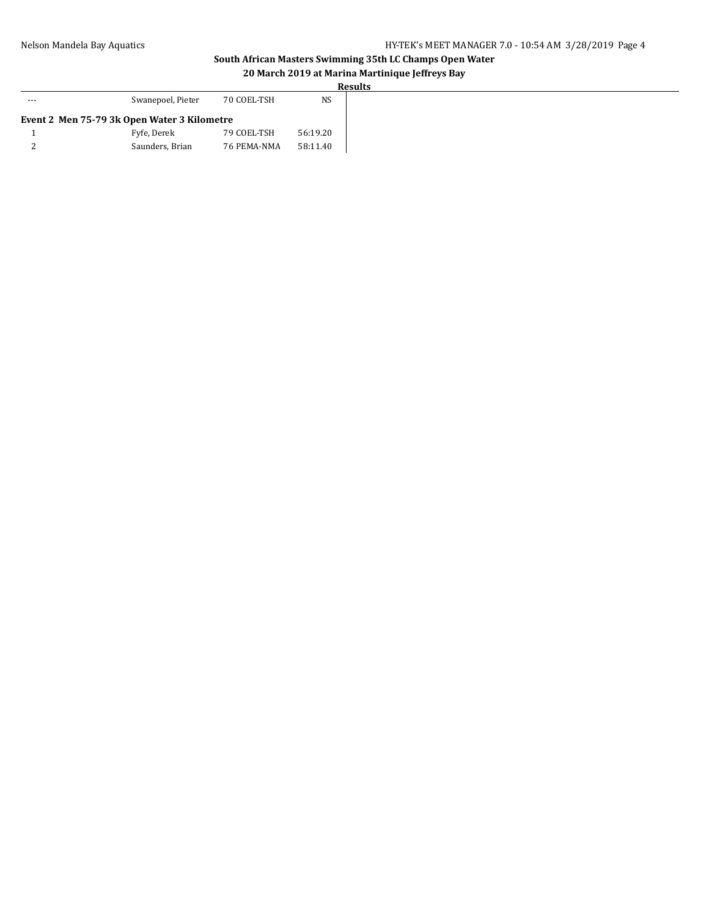**South African Masters Swimming 35th LC Champs Open Water**

**20 March 2019 at Marina Martinique Jeffreys Bay**

**Results**

| | | | |
|---|---|---|---|
| --- | Swanepoel, Pieter | 70 COEL-TSH | NS |

**Event 2 Men 75-79 3k Open Water 3 Kilometre**

| | | | |
|---|---|---|---|
| 1 | Fyfe, Derek | 79 COEL-TSH | 56:19.20 |
| 2 | Saunders, Brian | 76 PEMA-NMA | 58:11.40 |